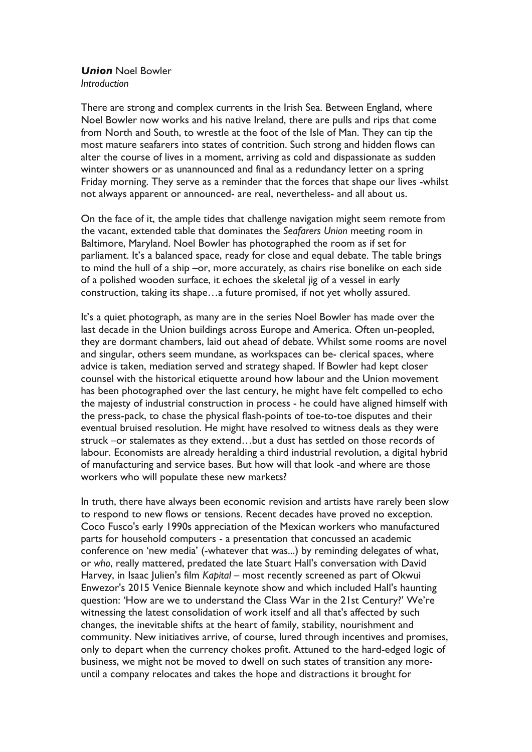***Union*** Noel Bowler
*Introduction*

There are strong and complex currents in the Irish Sea. Between England, where Noel Bowler now works and his native Ireland, there are pulls and rips that come from North and South, to wrestle at the foot of the Isle of Man. They can tip the most mature seafarers into states of contrition. Such strong and hidden flows can alter the course of lives in a moment, arriving as cold and dispassionate as sudden winter showers or as unannounced and final as a redundancy letter on a spring Friday morning. They serve as a reminder that the forces that shape our lives -whilst not always apparent or announced- are real, nevertheless- and all about us.

On the face of it, the ample tides that challenge navigation might seem remote from the vacant, extended table that dominates the *Seafarers Union* meeting room in Baltimore, Maryland. Noel Bowler has photographed the room as if set for parliament. It's a balanced space, ready for close and equal debate. The table brings to mind the hull of a ship –or, more accurately, as chairs rise bonelike on each side of a polished wooden surface, it echoes the skeletal jig of a vessel in early construction, taking its shape…a future promised, if not yet wholly assured.

It's a quiet photograph, as many are in the series Noel Bowler has made over the last decade in the Union buildings across Europe and America. Often un-peopled, they are dormant chambers, laid out ahead of debate. Whilst some rooms are novel and singular, others seem mundane, as workspaces can be- clerical spaces, where advice is taken, mediation served and strategy shaped. If Bowler had kept closer counsel with the historical etiquette around how labour and the Union movement has been photographed over the last century, he might have felt compelled to echo the majesty of industrial construction in process - he could have aligned himself with the press-pack, to chase the physical flash-points of toe-to-toe disputes and their eventual bruised resolution. He might have resolved to witness deals as they were struck –or stalemates as they extend…but a dust has settled on those records of labour. Economists are already heralding a third industrial revolution, a digital hybrid of manufacturing and service bases. But how will that look -and where are those workers who will populate these new markets?

In truth, there have always been economic revision and artists have rarely been slow to respond to new flows or tensions. Recent decades have proved no exception. Coco Fusco's early 1990s appreciation of the Mexican workers who manufactured parts for household computers - a presentation that concussed an academic conference on 'new media' (-whatever that was...) by reminding delegates of what, or *who*, really mattered, predated the late Stuart Hall's conversation with David Harvey, in Isaac Julien's film *Kapital* – most recently screened as part of Okwui Enwezor's 2015 Venice Biennale keynote show and which included Hall's haunting question: 'How are we to understand the Class War in the 21st Century?' We're witnessing the latest consolidation of work itself and all that's affected by such changes, the inevitable shifts at the heart of family, stability, nourishment and community. New initiatives arrive, of course, lured through incentives and promises, only to depart when the currency chokes profit. Attuned to the hard-edged logic of business, we might not be moved to dwell on such states of transition any more- until a company relocates and takes the hope and distractions it brought for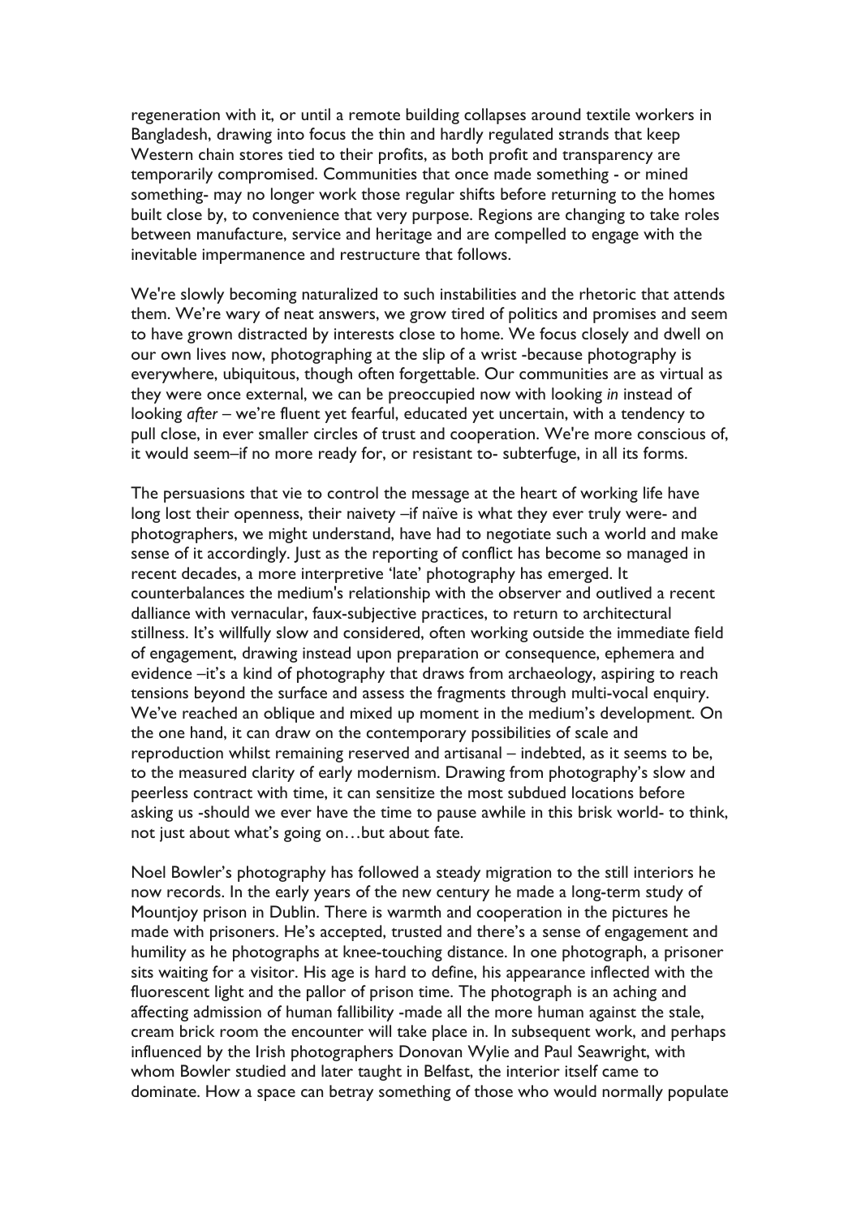regeneration with it, or until a remote building collapses around textile workers in Bangladesh, drawing into focus the thin and hardly regulated strands that keep Western chain stores tied to their profits, as both profit and transparency are temporarily compromised. Communities that once made something - or mined something- may no longer work those regular shifts before returning to the homes built close by, to convenience that very purpose. Regions are changing to take roles between manufacture, service and heritage and are compelled to engage with the inevitable impermanence and restructure that follows.

We're slowly becoming naturalized to such instabilities and the rhetoric that attends them. We're wary of neat answers, we grow tired of politics and promises and seem to have grown distracted by interests close to home. We focus closely and dwell on our own lives now, photographing at the slip of a wrist -because photography is everywhere, ubiquitous, though often forgettable. Our communities are as virtual as they were once external, we can be preoccupied now with looking *in* instead of looking *after* – we're fluent yet fearful, educated yet uncertain, with a tendency to pull close, in ever smaller circles of trust and cooperation. We're more conscious of, it would seem–if no more ready for, or resistant to- subterfuge, in all its forms.

The persuasions that vie to control the message at the heart of working life have long lost their openness, their naivety –if naïve is what they ever truly were- and photographers, we might understand, have had to negotiate such a world and make sense of it accordingly. Just as the reporting of conflict has become so managed in recent decades, a more interpretive 'late' photography has emerged. It counterbalances the medium's relationship with the observer and outlived a recent dalliance with vernacular, faux-subjective practices, to return to architectural stillness. It's willfully slow and considered, often working outside the immediate field of engagement, drawing instead upon preparation or consequence, ephemera and evidence –it's a kind of photography that draws from archaeology, aspiring to reach tensions beyond the surface and assess the fragments through multi-vocal enquiry. We've reached an oblique and mixed up moment in the medium's development. On the one hand, it can draw on the contemporary possibilities of scale and reproduction whilst remaining reserved and artisanal – indebted, as it seems to be, to the measured clarity of early modernism. Drawing from photography's slow and peerless contract with time, it can sensitize the most subdued locations before asking us -should we ever have the time to pause awhile in this brisk world- to think, not just about what's going on…but about fate.

Noel Bowler's photography has followed a steady migration to the still interiors he now records. In the early years of the new century he made a long-term study of Mountjoy prison in Dublin. There is warmth and cooperation in the pictures he made with prisoners. He's accepted, trusted and there's a sense of engagement and humility as he photographs at knee-touching distance. In one photograph, a prisoner sits waiting for a visitor. His age is hard to define, his appearance inflected with the fluorescent light and the pallor of prison time. The photograph is an aching and affecting admission of human fallibility -made all the more human against the stale, cream brick room the encounter will take place in. In subsequent work, and perhaps influenced by the Irish photographers Donovan Wylie and Paul Seawright, with whom Bowler studied and later taught in Belfast, the interior itself came to dominate. How a space can betray something of those who would normally populate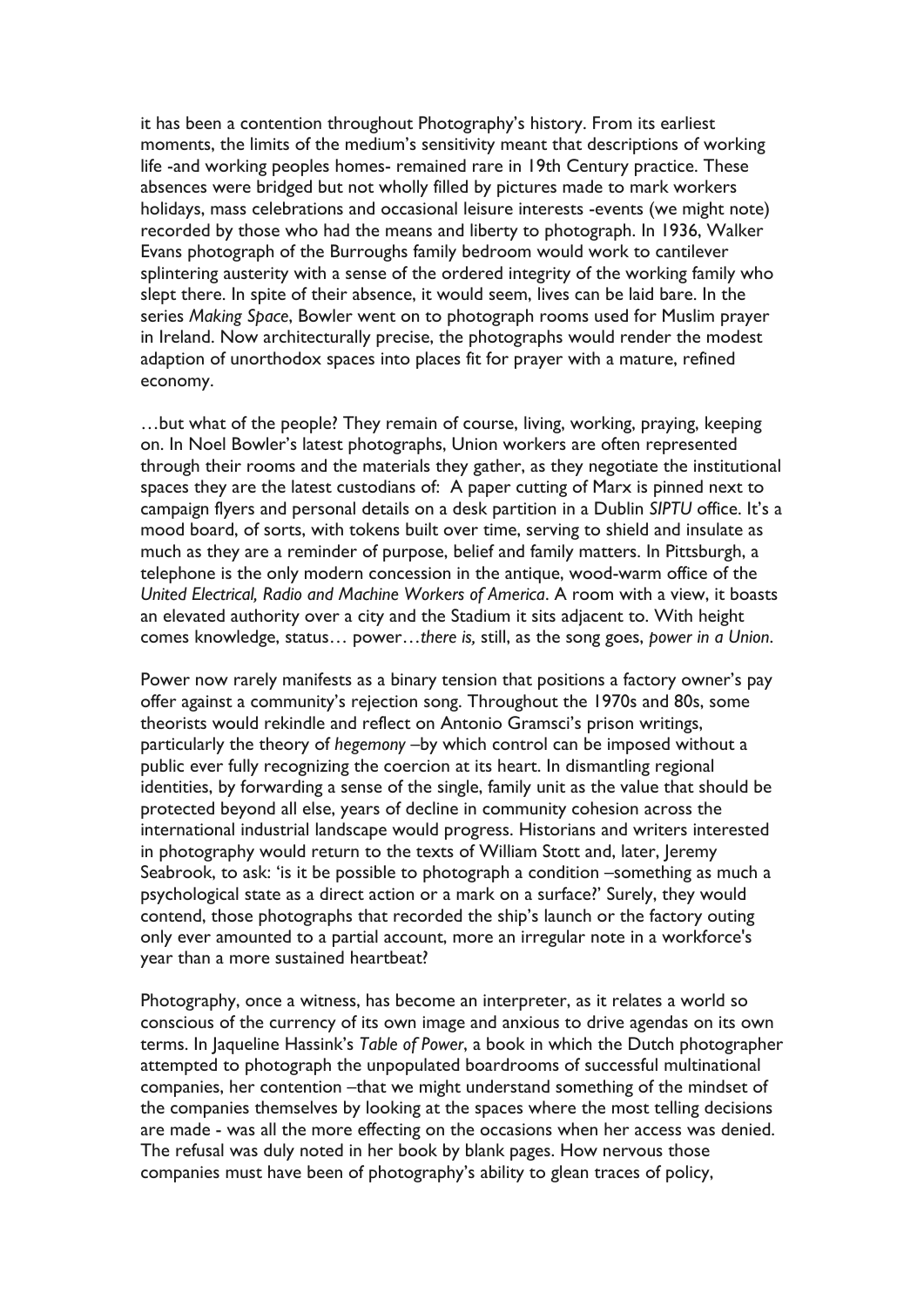it has been a contention throughout Photography's history. From its earliest moments, the limits of the medium's sensitivity meant that descriptions of working life -and working peoples homes- remained rare in 19th Century practice. These absences were bridged but not wholly filled by pictures made to mark workers holidays, mass celebrations and occasional leisure interests -events (we might note) recorded by those who had the means and liberty to photograph. In 1936, Walker Evans photograph of the Burroughs family bedroom would work to cantilever splintering austerity with a sense of the ordered integrity of the working family who slept there. In spite of their absence, it would seem, lives can be laid bare. In the series *Making Space*, Bowler went on to photograph rooms used for Muslim prayer in Ireland. Now architecturally precise, the photographs would render the modest adaption of unorthodox spaces into places fit for prayer with a mature, refined economy.

…but what of the people? They remain of course, living, working, praying, keeping on. In Noel Bowler's latest photographs, Union workers are often represented through their rooms and the materials they gather, as they negotiate the institutional spaces they are the latest custodians of: A paper cutting of Marx is pinned next to campaign flyers and personal details on a desk partition in a Dublin *SIPTU* office. It's a mood board, of sorts, with tokens built over time, serving to shield and insulate as much as they are a reminder of purpose, belief and family matters. In Pittsburgh, a telephone is the only modern concession in the antique, wood-warm office of the *United Electrical, Radio and Machine Workers of America*. A room with a view, it boasts an elevated authority over a city and the Stadium it sits adjacent to. With height comes knowledge, status… power…*there is,* still, as the song goes, *power in a Union*.

Power now rarely manifests as a binary tension that positions a factory owner's pay offer against a community's rejection song. Throughout the 1970s and 80s, some theorists would rekindle and reflect on Antonio Gramsci's prison writings, particularly the theory of *hegemony* –by which control can be imposed without a public ever fully recognizing the coercion at its heart. In dismantling regional identities, by forwarding a sense of the single, family unit as the value that should be protected beyond all else, years of decline in community cohesion across the international industrial landscape would progress. Historians and writers interested in photography would return to the texts of William Stott and, later, Jeremy Seabrook, to ask: 'is it be possible to photograph a condition –something as much a psychological state as a direct action or a mark on a surface?' Surely, they would contend, those photographs that recorded the ship's launch or the factory outing only ever amounted to a partial account, more an irregular note in a workforce's year than a more sustained heartbeat?

Photography, once a witness, has become an interpreter, as it relates a world so conscious of the currency of its own image and anxious to drive agendas on its own terms. In Jaqueline Hassink's *Table of Power*, a book in which the Dutch photographer attempted to photograph the unpopulated boardrooms of successful multinational companies, her contention –that we might understand something of the mindset of the companies themselves by looking at the spaces where the most telling decisions are made - was all the more effecting on the occasions when her access was denied. The refusal was duly noted in her book by blank pages. How nervous those companies must have been of photography's ability to glean traces of policy,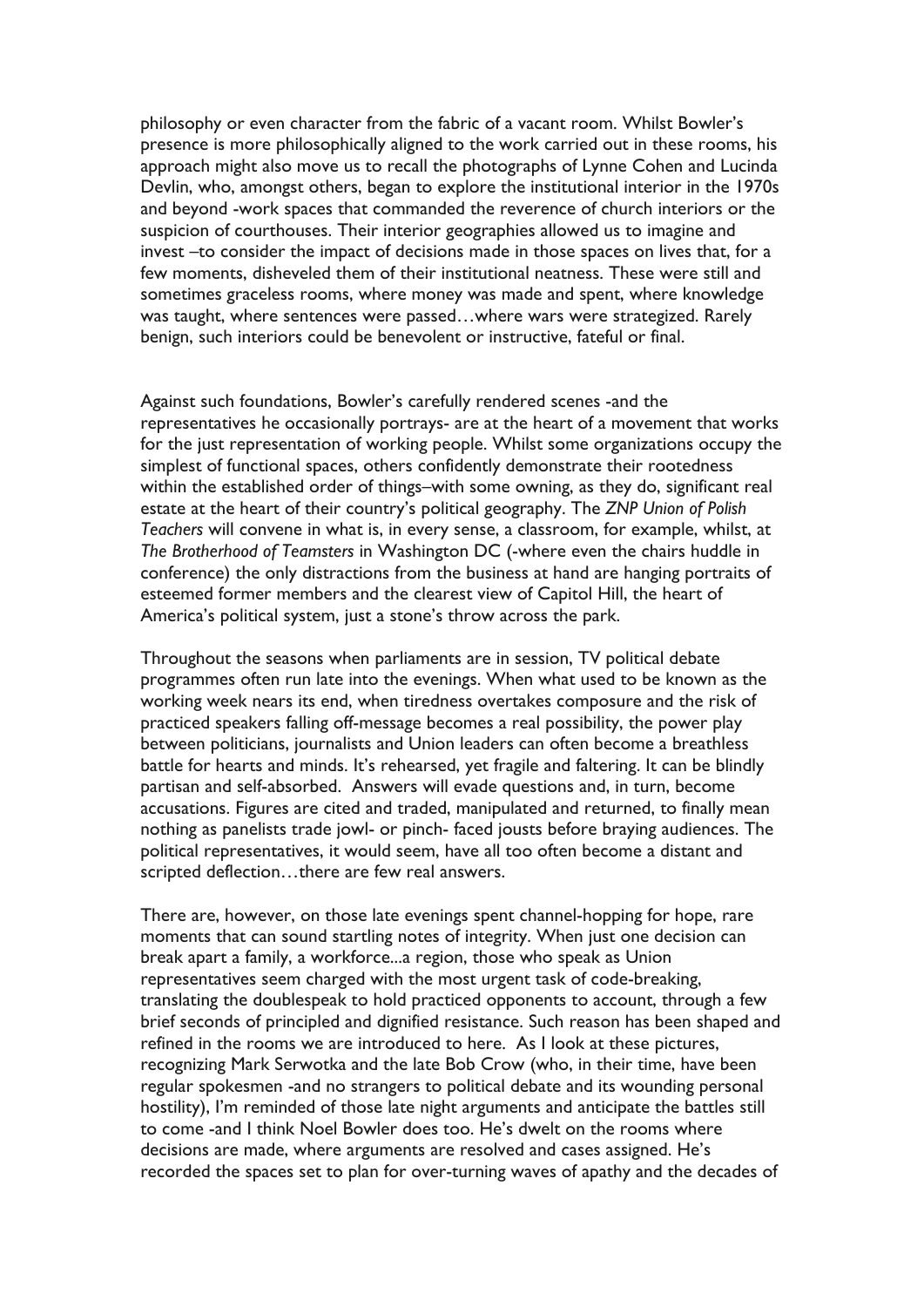philosophy or even character from the fabric of a vacant room. Whilst Bowler's presence is more philosophically aligned to the work carried out in these rooms, his approach might also move us to recall the photographs of Lynne Cohen and Lucinda Devlin, who, amongst others, began to explore the institutional interior in the 1970s and beyond -work spaces that commanded the reverence of church interiors or the suspicion of courthouses. Their interior geographies allowed us to imagine and invest –to consider the impact of decisions made in those spaces on lives that, for a few moments, disheveled them of their institutional neatness. These were still and sometimes graceless rooms, where money was made and spent, where knowledge was taught, where sentences were passed…where wars were strategized. Rarely benign, such interiors could be benevolent or instructive, fateful or final.

Against such foundations, Bowler's carefully rendered scenes -and the representatives he occasionally portrays- are at the heart of a movement that works for the just representation of working people. Whilst some organizations occupy the simplest of functional spaces, others confidently demonstrate their rootedness within the established order of things–with some owning, as they do, significant real estate at the heart of their country's political geography. The *ZNP Union of Polish Teachers* will convene in what is, in every sense, a classroom, for example, whilst, at *The Brotherhood of Teamsters* in Washington DC (-where even the chairs huddle in conference) the only distractions from the business at hand are hanging portraits of esteemed former members and the clearest view of Capitol Hill, the heart of America's political system, just a stone's throw across the park.

Throughout the seasons when parliaments are in session, TV political debate programmes often run late into the evenings. When what used to be known as the working week nears its end, when tiredness overtakes composure and the risk of practiced speakers falling off-message becomes a real possibility, the power play between politicians, journalists and Union leaders can often become a breathless battle for hearts and minds. It's rehearsed, yet fragile and faltering. It can be blindly partisan and self-absorbed. Answers will evade questions and, in turn, become accusations. Figures are cited and traded, manipulated and returned, to finally mean nothing as panelists trade jowl- or pinch- faced jousts before braying audiences. The political representatives, it would seem, have all too often become a distant and scripted deflection…there are few real answers.

There are, however, on those late evenings spent channel-hopping for hope, rare moments that can sound startling notes of integrity. When just one decision can break apart a family, a workforce...a region, those who speak as Union representatives seem charged with the most urgent task of code-breaking, translating the doublespeak to hold practiced opponents to account, through a few brief seconds of principled and dignified resistance. Such reason has been shaped and refined in the rooms we are introduced to here. As I look at these pictures, recognizing Mark Serwotka and the late Bob Crow (who, in their time, have been regular spokesmen -and no strangers to political debate and its wounding personal hostility), I'm reminded of those late night arguments and anticipate the battles still to come -and I think Noel Bowler does too. He's dwelt on the rooms where decisions are made, where arguments are resolved and cases assigned. He's recorded the spaces set to plan for over-turning waves of apathy and the decades of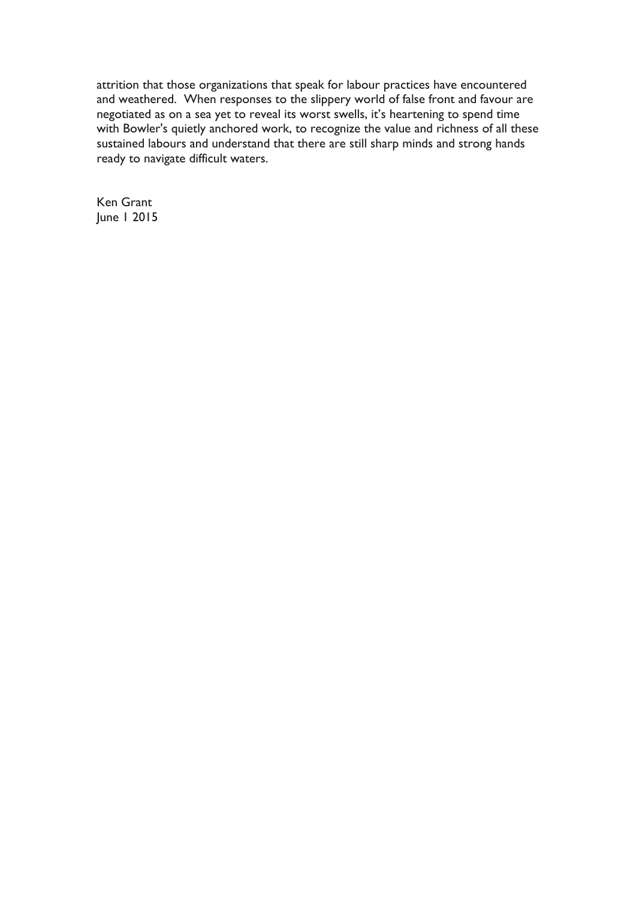attrition that those organizations that speak for labour practices have encountered and weathered. When responses to the slippery world of false front and favour are negotiated as on a sea yet to reveal its worst swells, it's heartening to spend time with Bowler's quietly anchored work, to recognize the value and richness of all these sustained labours and understand that there are still sharp minds and strong hands ready to navigate difficult waters.

Ken Grant
June 1 2015